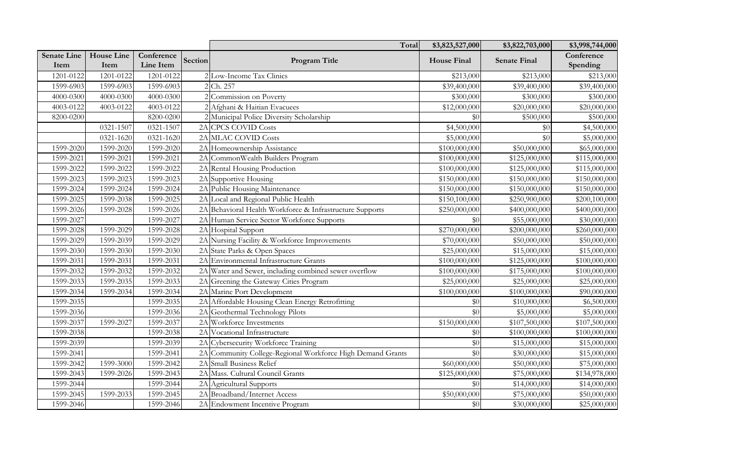| Senate Line Item | House Line Item | Conference Line Item | Section | Program Title | House Final | Senate Final | Conference Spending |
|---|---|---|---|---|---|---|---|
| | | | | Total | $3,823,527,000 | $3,822,703,000 | $3,998,744,000 |
| 1201-0122 | 1201-0122 | 1201-0122 | 2 | Low-Income Tax Clinics | $213,000 | $213,000 | $213,000 |
| 1599-6903 | 1599-6903 | 1599-6903 | 2 | Ch. 257 | $39,400,000 | $39,400,000 | $39,400,000 |
| 4000-0300 | 4000-0300 | 4000-0300 | 2 | Commission on Poverty | $300,000 | $300,000 | $300,000 |
| 4003-0122 | 4003-0122 | 4003-0122 | 2 | Afghani & Haitian Evacuees | $12,000,000 | $20,000,000 | $20,000,000 |
| 8200-0200 | | 8200-0200 | 2 | Municipal Police Diversity Scholarship | $0 | $500,000 | $500,000 |
| | 0321-1507 | 0321-1507 | 2A | CPCS COVID Costs | $4,500,000 | $0 | $4,500,000 |
| | 0321-1620 | 0321-1620 | 2A | MLAC COVID Costs | $5,000,000 | $0 | $5,000,000 |
| 1599-2020 | 1599-2020 | 1599-2020 | 2A | Homeownership Assistance | $100,000,000 | $50,000,000 | $65,000,000 |
| 1599-2021 | 1599-2021 | 1599-2021 | 2A | CommonWealth Builders Program | $100,000,000 | $125,000,000 | $115,000,000 |
| 1599-2022 | 1599-2022 | 1599-2022 | 2A | Rental Housing Production | $100,000,000 | $125,000,000 | $115,000,000 |
| 1599-2023 | 1599-2023 | 1599-2023 | 2A | Supportive Housing | $150,000,000 | $150,000,000 | $150,000,000 |
| 1599-2024 | 1599-2024 | 1599-2024 | 2A | Public Housing Maintenance | $150,000,000 | $150,000,000 | $150,000,000 |
| 1599-2025 | 1599-2038 | 1599-2025 | 2A | Local and Regional Public Health | $150,100,000 | $250,900,000 | $200,100,000 |
| 1599-2026 | 1599-2028 | 1599-2026 | 2A | Behavioral Health Workforce & Infrastructure Supports | $250,000,000 | $400,000,000 | $400,000,000 |
| 1599-2027 | | 1599-2027 | 2A | Human Service Sector Workforce Supports | $0 | $55,000,000 | $30,000,000 |
| 1599-2028 | 1599-2029 | 1599-2028 | 2A | Hospital Support | $270,000,000 | $200,000,000 | $260,000,000 |
| 1599-2029 | 1599-2039 | 1599-2029 | 2A | Nursing Facility & Workforce Improvements | $70,000,000 | $50,000,000 | $50,000,000 |
| 1599-2030 | 1599-2030 | 1599-2030 | 2A | State Parks & Open Spaces | $25,000,000 | $15,000,000 | $15,000,000 |
| 1599-2031 | 1599-2031 | 1599-2031 | 2A | Environmental Infrastructure Grants | $100,000,000 | $125,000,000 | $100,000,000 |
| 1599-2032 | 1599-2032 | 1599-2032 | 2A | Water and Sewer, including combined sewer overflow | $100,000,000 | $175,000,000 | $100,000,000 |
| 1599-2033 | 1599-2035 | 1599-2033 | 2A | Greening the Gateway Cities Program | $25,000,000 | $25,000,000 | $25,000,000 |
| 1599-2034 | 1599-2034 | 1599-2034 | 2A | Marine Port Development | $100,000,000 | $100,000,000 | $90,000,000 |
| 1599-2035 | | 1599-2035 | 2A | Affordable Housing Clean Energy Retrofitting | $0 | $10,000,000 | $6,500,000 |
| 1599-2036 | | 1599-2036 | 2A | Geothermal Technology Pilots | $0 | $5,000,000 | $5,000,000 |
| 1599-2037 | 1599-2027 | 1599-2037 | 2A | Workforce Investments | $150,000,000 | $107,500,000 | $107,500,000 |
| 1599-2038 | | 1599-2038 | 2A | Vocational Infrastructure | $0 | $100,000,000 | $100,000,000 |
| 1599-2039 | | 1599-2039 | 2A | Cybersecurity Workforce Training | $0 | $15,000,000 | $15,000,000 |
| 1599-2041 | | 1599-2041 | 2A | Community College-Regional Workforce High Demand Grants | $0 | $30,000,000 | $15,000,000 |
| 1599-2042 | 1599-3000 | 1599-2042 | 2A | Small Business Relief | $60,000,000 | $50,000,000 | $75,000,000 |
| 1599-2043 | 1599-2026 | 1599-2043 | 2A | Mass. Cultural Council Grants | $125,000,000 | $75,000,000 | $134,978,000 |
| 1599-2044 | | 1599-2044 | 2A | Agricultural Supports | $0 | $14,000,000 | $14,000,000 |
| 1599-2045 | 1599-2033 | 1599-2045 | 2A | Broadband/Internet Access | $50,000,000 | $75,000,000 | $50,000,000 |
| 1599-2046 | | 1599-2046 | 2A | Endowment Incentive Program | $0 | $30,000,000 | $25,000,000 |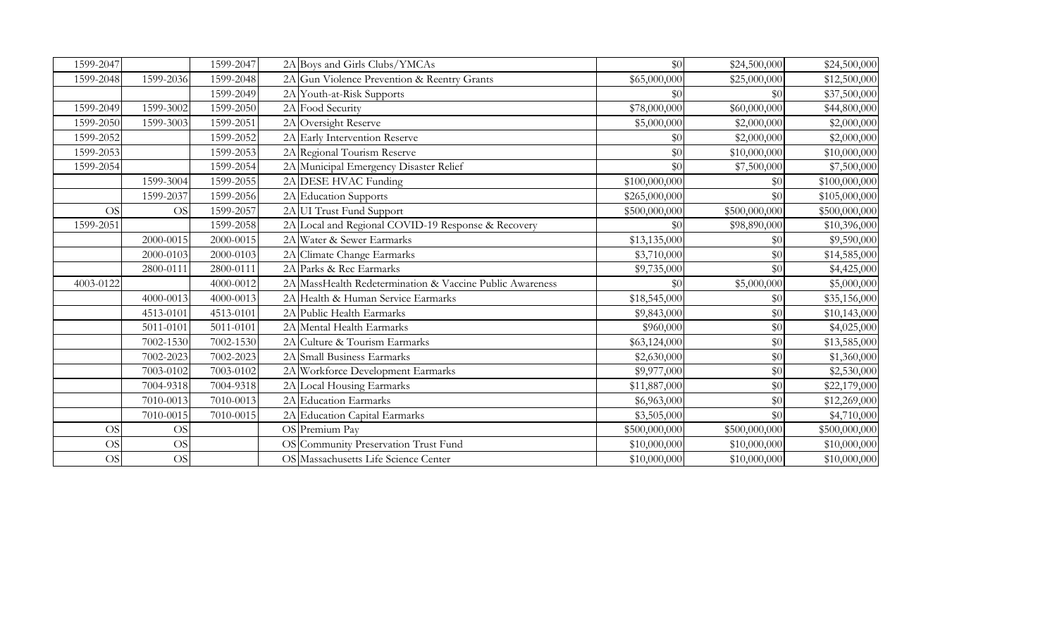| | | | | | | | |
|---|---|---|---|---|---|---|---|
| 1599-2047 | | 1599-2047 | 2A | Boys and Girls Clubs/YMCAs | $0 | $24,500,000 | $24,500,000 |
| 1599-2048 | 1599-2036 | 1599-2048 | 2A | Gun Violence Prevention & Reentry Grants | $65,000,000 | $25,000,000 | $12,500,000 |
| | | 1599-2049 | 2A | Youth-at-Risk Supports | $0 | $0 | $37,500,000 |
| 1599-2049 | 1599-3002 | 1599-2050 | 2A | Food Security | $78,000,000 | $60,000,000 | $44,800,000 |
| 1599-2050 | 1599-3003 | 1599-2051 | 2A | Oversight Reserve | $5,000,000 | $2,000,000 | $2,000,000 |
| 1599-2052 | | 1599-2052 | 2A | Early Intervention Reserve | $0 | $2,000,000 | $2,000,000 |
| 1599-2053 | | 1599-2053 | 2A | Regional Tourism Reserve | $0 | $10,000,000 | $10,000,000 |
| 1599-2054 | | 1599-2054 | 2A | Municipal Emergency Disaster Relief | $0 | $7,500,000 | $7,500,000 |
| | 1599-3004 | 1599-2055 | 2A | DESE HVAC Funding | $100,000,000 | $0 | $100,000,000 |
| | 1599-2037 | 1599-2056 | 2A | Education Supports | $265,000,000 | $0 | $105,000,000 |
| OS | OS | 1599-2057 | 2A | UI Trust Fund Support | $500,000,000 | $500,000,000 | $500,000,000 |
| 1599-2051 | | 1599-2058 | 2A | Local and Regional COVID-19 Response & Recovery | $0 | $98,890,000 | $10,396,000 |
| | 2000-0015 | 2000-0015 | 2A | Water & Sewer Earmarks | $13,135,000 | $0 | $9,590,000 |
| | 2000-0103 | 2000-0103 | 2A | Climate Change Earmarks | $3,710,000 | $0 | $14,585,000 |
| | 2800-0111 | 2800-0111 | 2A | Parks & Rec Earmarks | $9,735,000 | $0 | $4,425,000 |
| 4003-0122 | | 4000-0012 | 2A | MassHealth Redetermination & Vaccine Public Awareness | $0 | $5,000,000 | $5,000,000 |
| | 4000-0013 | 4000-0013 | 2A | Health & Human Service Earmarks | $18,545,000 | $0 | $35,156,000 |
| | 4513-0101 | 4513-0101 | 2A | Public Health Earmarks | $9,843,000 | $0 | $10,143,000 |
| | 5011-0101 | 5011-0101 | 2A | Mental Health Earmarks | $960,000 | $0 | $4,025,000 |
| | 7002-1530 | 7002-1530 | 2A | Culture & Tourism Earmarks | $63,124,000 | $0 | $13,585,000 |
| | 7002-2023 | 7002-2023 | 2A | Small Business Earmarks | $2,630,000 | $0 | $1,360,000 |
| | 7003-0102 | 7003-0102 | 2A | Workforce Development Earmarks | $9,977,000 | $0 | $2,530,000 |
| | 7004-9318 | 7004-9318 | 2A | Local Housing Earmarks | $11,887,000 | $0 | $22,179,000 |
| | 7010-0013 | 7010-0013 | 2A | Education Earmarks | $6,963,000 | $0 | $12,269,000 |
| | 7010-0015 | 7010-0015 | 2A | Education Capital Earmarks | $3,505,000 | $0 | $4,710,000 |
| OS | OS | | OS | Premium Pay | $500,000,000 | $500,000,000 | $500,000,000 |
| OS | OS | | OS | Community Preservation Trust Fund | $10,000,000 | $10,000,000 | $10,000,000 |
| OS | OS | | OS | Massachusetts Life Science Center | $10,000,000 | $10,000,000 | $10,000,000 |